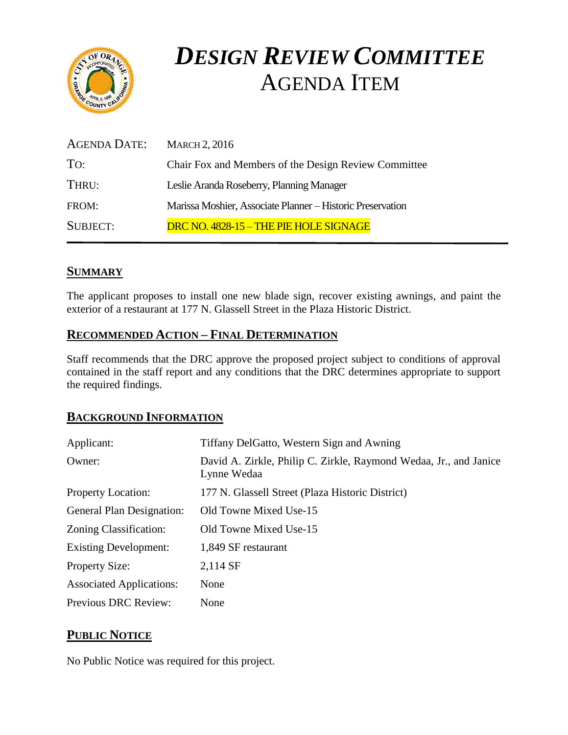# *DESIGN REVIEW COMMITTEE* AGENDA ITEM

| | |
|---|---|
| AGENDA DATE: | MARCH 2, 2016 |
| TO: | Chair Fox and Members of the Design Review Committee |
| THRU: | Leslie Aranda Roseberry, Planning Manager |
| FROM: | Marissa Moshier, Associate Planner – Historic Preservation |
| SUBJECT: | DRC NO. 4828-15 – THE PIE HOLE SIGNAGE |

## SUMMARY

The applicant proposes to install one new blade sign, recover existing awnings, and paint the exterior of a restaurant at 177 N. Glassell Street in the Plaza Historic District.

## RECOMMENDED ACTION – FINAL DETERMINATION

Staff recommends that the DRC approve the proposed project subject to conditions of approval contained in the staff report and any conditions that the DRC determines appropriate to support the required findings.

## BACKGROUND INFORMATION

| | |
|---|---|
| Applicant: | Tiffany DelGatto, Western Sign and Awning |
| Owner: | David A. Zirkle, Philip C. Zirkle, Raymond Wedaa, Jr., and Janice Lynne Wedaa |
| Property Location: | 177 N. Glassell Street (Plaza Historic District) |
| General Plan Designation: | Old Towne Mixed Use-15 |
| Zoning Classification: | Old Towne Mixed Use-15 |
| Existing Development: | 1,849 SF restaurant |
| Property Size: | 2,114 SF |
| Associated Applications: | None |
| Previous DRC Review: | None |

## PUBLIC NOTICE

No Public Notice was required for this project.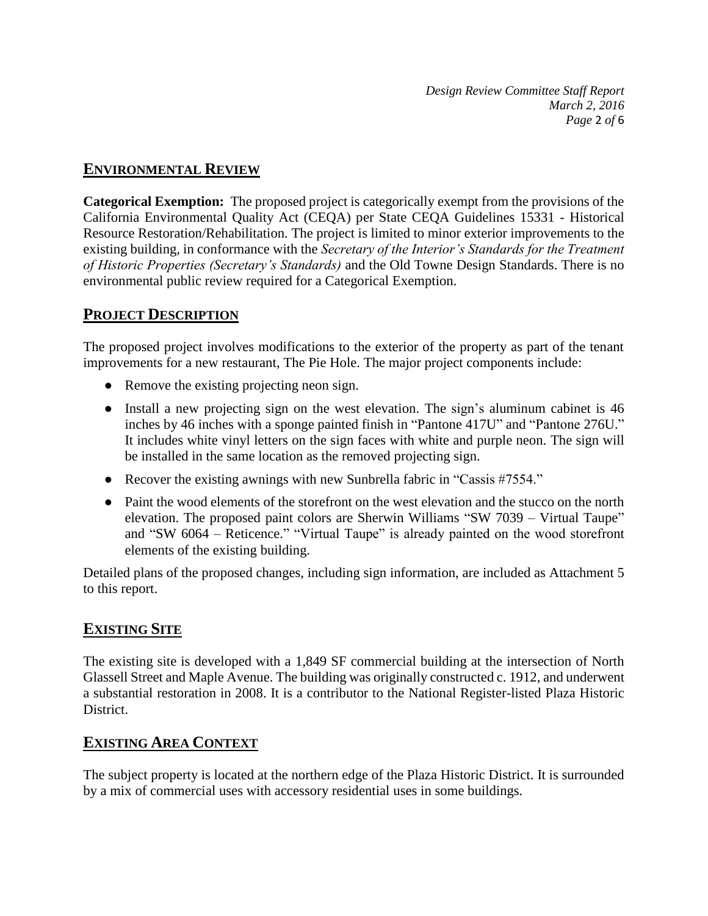## ENVIRONMENTAL REVIEW

**Categorical Exemption:** The proposed project is categorically exempt from the provisions of the California Environmental Quality Act (CEQA) per State CEQA Guidelines 15331 - Historical Resource Restoration/Rehabilitation. The project is limited to minor exterior improvements to the existing building, in conformance with the *Secretary of the Interior's Standards for the Treatment of Historic Properties (Secretary's Standards)* and the Old Towne Design Standards. There is no environmental public review required for a Categorical Exemption.

## PROJECT DESCRIPTION

The proposed project involves modifications to the exterior of the property as part of the tenant improvements for a new restaurant, The Pie Hole. The major project components include:

- Remove the existing projecting neon sign.
- Install a new projecting sign on the west elevation. The sign's aluminum cabinet is 46 inches by 46 inches with a sponge painted finish in "Pantone 417U" and "Pantone 276U." It includes white vinyl letters on the sign faces with white and purple neon. The sign will be installed in the same location as the removed projecting sign.
- Recover the existing awnings with new Sunbrella fabric in "Cassis #7554."
- Paint the wood elements of the storefront on the west elevation and the stucco on the north elevation. The proposed paint colors are Sherwin Williams "SW 7039 – Virtual Taupe" and "SW 6064 – Reticence." "Virtual Taupe" is already painted on the wood storefront elements of the existing building.

Detailed plans of the proposed changes, including sign information, are included as Attachment 5 to this report.

## EXISTING SITE

The existing site is developed with a 1,849 SF commercial building at the intersection of North Glassell Street and Maple Avenue. The building was originally constructed c. 1912, and underwent a substantial restoration in 2008. It is a contributor to the National Register-listed Plaza Historic District.

## EXISTING AREA CONTEXT

The subject property is located at the northern edge of the Plaza Historic District. It is surrounded by a mix of commercial uses with accessory residential uses in some buildings.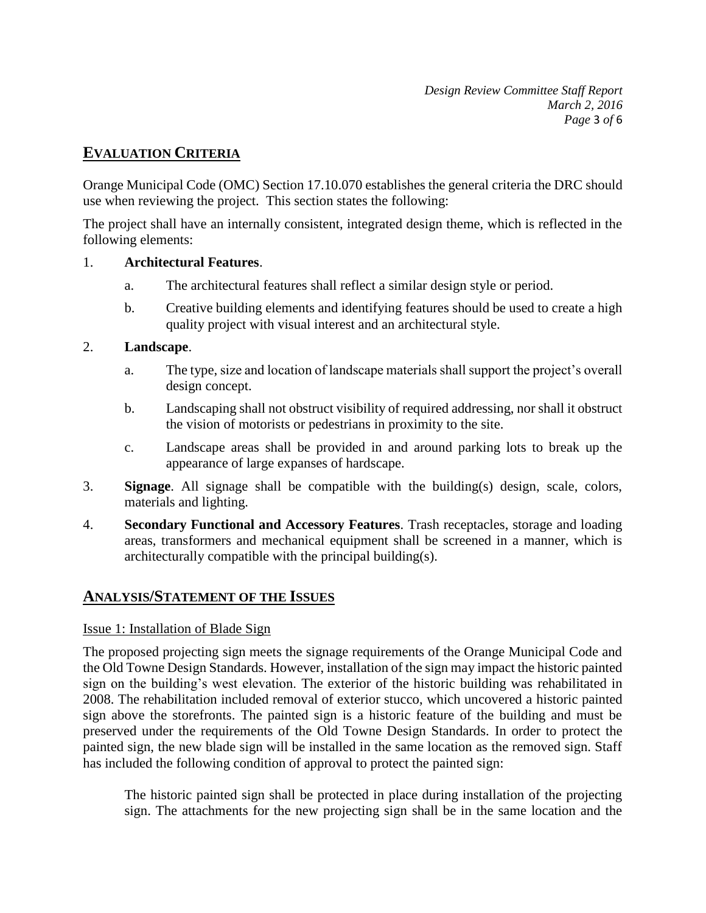## EVALUATION CRITERIA

Orange Municipal Code (OMC) Section 17.10.070 establishes the general criteria the DRC should use when reviewing the project. This section states the following:

The project shall have an internally consistent, integrated design theme, which is reflected in the following elements:

1. **Architectural Features**.
    a. The architectural features shall reflect a similar design style or period.
    b. Creative building elements and identifying features should be used to create a high quality project with visual interest and an architectural style.
2. **Landscape**.
    a. The type, size and location of landscape materials shall support the project's overall design concept.
    b. Landscaping shall not obstruct visibility of required addressing, nor shall it obstruct the vision of motorists or pedestrians in proximity to the site.
    c. Landscape areas shall be provided in and around parking lots to break up the appearance of large expanses of hardscape.
3. **Signage**. All signage shall be compatible with the building(s) design, scale, colors, materials and lighting.
4. **Secondary Functional and Accessory Features**. Trash receptacles, storage and loading areas, transformers and mechanical equipment shall be screened in a manner, which is architecturally compatible with the principal building(s).

## ANALYSIS/STATEMENT OF THE ISSUES

Issue 1: Installation of Blade Sign

The proposed projecting sign meets the signage requirements of the Orange Municipal Code and the Old Towne Design Standards. However, installation of the sign may impact the historic painted sign on the building's west elevation. The exterior of the historic building was rehabilitated in 2008. The rehabilitation included removal of exterior stucco, which uncovered a historic painted sign above the storefronts. The painted sign is a historic feature of the building and must be preserved under the requirements of the Old Towne Design Standards. In order to protect the painted sign, the new blade sign will be installed in the same location as the removed sign. Staff has included the following condition of approval to protect the painted sign:

> The historic painted sign shall be protected in place during installation of the projecting sign. The attachments for the new projecting sign shall be in the same location and the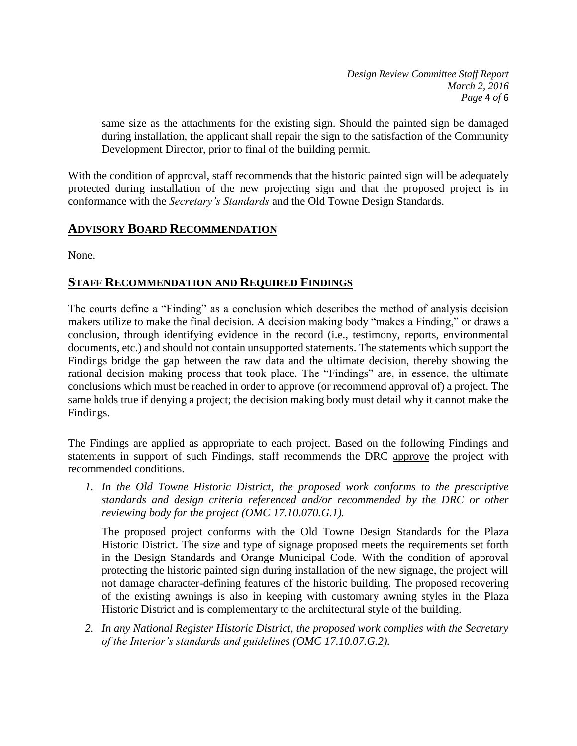same size as the attachments for the existing sign. Should the painted sign be damaged during installation, the applicant shall repair the sign to the satisfaction of the Community Development Director, prior to final of the building permit.

With the condition of approval, staff recommends that the historic painted sign will be adequately protected during installation of the new projecting sign and that the proposed project is in conformance with the *Secretary's Standards* and the Old Towne Design Standards.

## ADVISORY BOARD RECOMMENDATION

None.

## STAFF RECOMMENDATION AND REQUIRED FINDINGS

The courts define a "Finding" as a conclusion which describes the method of analysis decision makers utilize to make the final decision. A decision making body "makes a Finding," or draws a conclusion, through identifying evidence in the record (i.e., testimony, reports, environmental documents, etc.) and should not contain unsupported statements. The statements which support the Findings bridge the gap between the raw data and the ultimate decision, thereby showing the rational decision making process that took place. The "Findings" are, in essence, the ultimate conclusions which must be reached in order to approve (or recommend approval of) a project. The same holds true if denying a project; the decision making body must detail why it cannot make the Findings.

The Findings are applied as appropriate to each project. Based on the following Findings and statements in support of such Findings, staff recommends the DRC approve the project with recommended conditions.

1. *In the Old Towne Historic District, the proposed work conforms to the prescriptive standards and design criteria referenced and/or recommended by the DRC or other reviewing body for the project (OMC 17.10.070.G.1).*

   The proposed project conforms with the Old Towne Design Standards for the Plaza Historic District. The size and type of signage proposed meets the requirements set forth in the Design Standards and Orange Municipal Code. With the condition of approval protecting the historic painted sign during installation of the new signage, the project will not damage character-defining features of the historic building. The proposed recovering of the existing awnings is also in keeping with customary awning styles in the Plaza Historic District and is complementary to the architectural style of the building.

2. *In any National Register Historic District, the proposed work complies with the Secretary of the Interior's standards and guidelines (OMC 17.10.07.G.2).*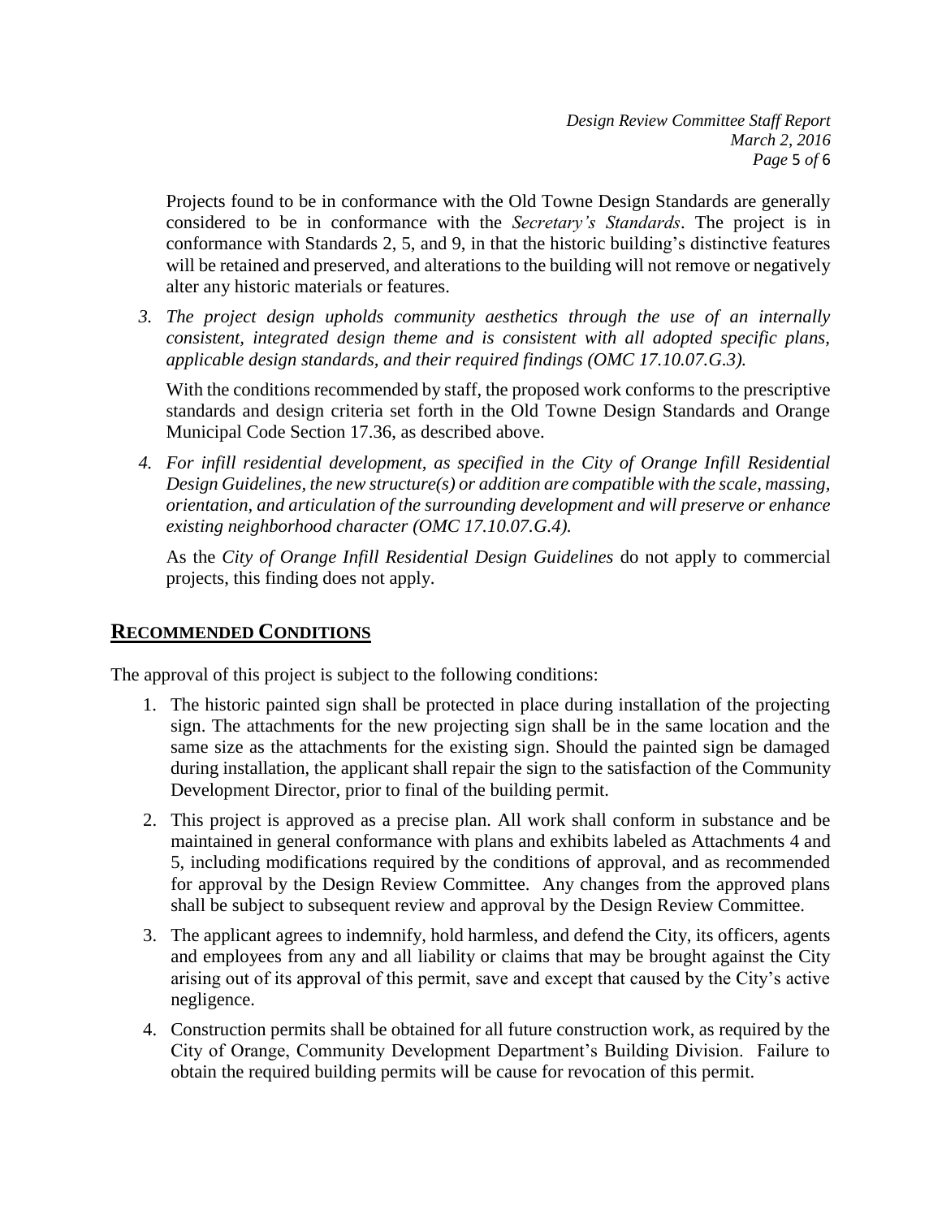Projects found to be in conformance with the Old Towne Design Standards are generally considered to be in conformance with the *Secretary's Standards*. The project is in conformance with Standards 2, 5, and 9, in that the historic building's distinctive features will be retained and preserved, and alterations to the building will not remove or negatively alter any historic materials or features.

3. *The project design upholds community aesthetics through the use of an internally consistent, integrated design theme and is consistent with all adopted specific plans, applicable design standards, and their required findings (OMC 17.10.07.G.3).*

   With the conditions recommended by staff, the proposed work conforms to the prescriptive standards and design criteria set forth in the Old Towne Design Standards and Orange Municipal Code Section 17.36, as described above.

4. *For infill residential development, as specified in the City of Orange Infill Residential Design Guidelines, the new structure(s) or addition are compatible with the scale, massing, orientation, and articulation of the surrounding development and will preserve or enhance existing neighborhood character (OMC 17.10.07.G.4).*

   As the *City of Orange Infill Residential Design Guidelines* do not apply to commercial projects, this finding does not apply.

## RECOMMENDED CONDITIONS

The approval of this project is subject to the following conditions:

1. The historic painted sign shall be protected in place during installation of the projecting sign. The attachments for the new projecting sign shall be in the same location and the same size as the attachments for the existing sign. Should the painted sign be damaged during installation, the applicant shall repair the sign to the satisfaction of the Community Development Director, prior to final of the building permit.
2. This project is approved as a precise plan. All work shall conform in substance and be maintained in general conformance with plans and exhibits labeled as Attachments 4 and 5, including modifications required by the conditions of approval, and as recommended for approval by the Design Review Committee. Any changes from the approved plans shall be subject to subsequent review and approval by the Design Review Committee.
3. The applicant agrees to indemnify, hold harmless, and defend the City, its officers, agents and employees from any and all liability or claims that may be brought against the City arising out of its approval of this permit, save and except that caused by the City's active negligence.
4. Construction permits shall be obtained for all future construction work, as required by the City of Orange, Community Development Department's Building Division. Failure to obtain the required building permits will be cause for revocation of this permit.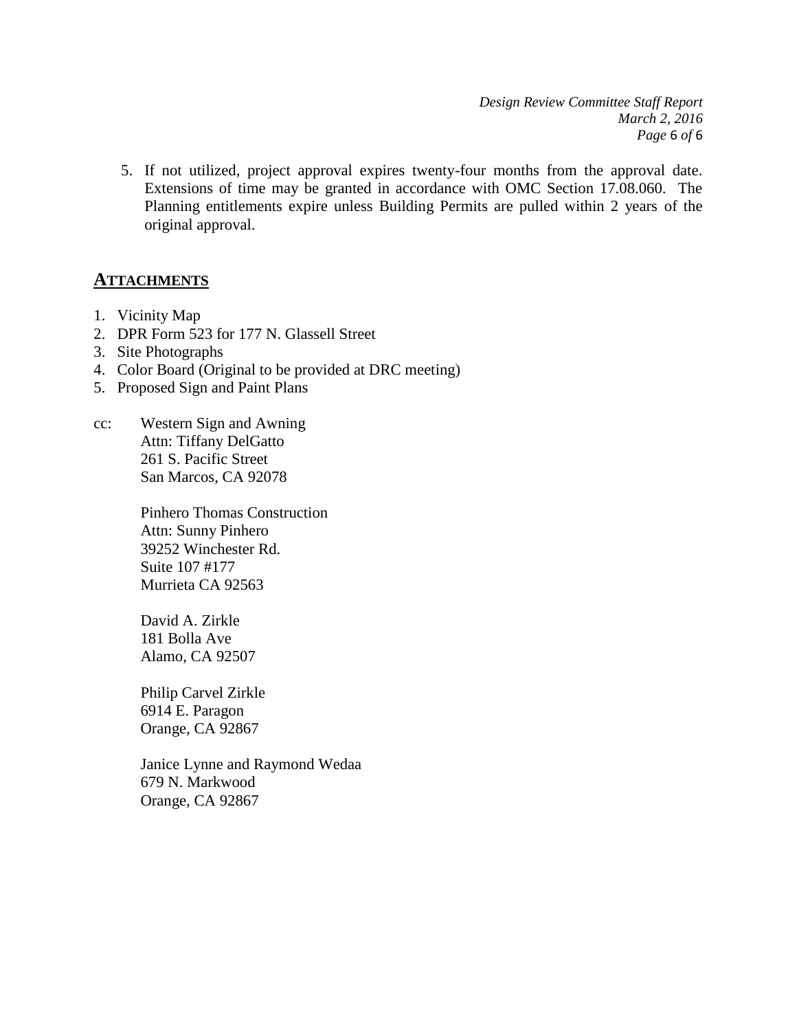5. If not utilized, project approval expires twenty-four months from the approval date. Extensions of time may be granted in accordance with OMC Section 17.08.060. The Planning entitlements expire unless Building Permits are pulled within 2 years of the original approval.

## ATTACHMENTS

1. Vicinity Map
2. DPR Form 523 for 177 N. Glassell Street
3. Site Photographs
4. Color Board (Original to be provided at DRC meeting)
5. Proposed Sign and Paint Plans

cc: Western Sign and Awning
Attn: Tiffany DelGatto
261 S. Pacific Street
San Marcos, CA 92078

Pinhero Thomas Construction
Attn: Sunny Pinhero
39252 Winchester Rd.
Suite 107 #177
Murrieta CA 92563

David A. Zirkle
181 Bolla Ave
Alamo, CA 92507

Philip Carvel Zirkle
6914 E. Paragon
Orange, CA 92867

Janice Lynne and Raymond Wedaa
679 N. Markwood
Orange, CA 92867